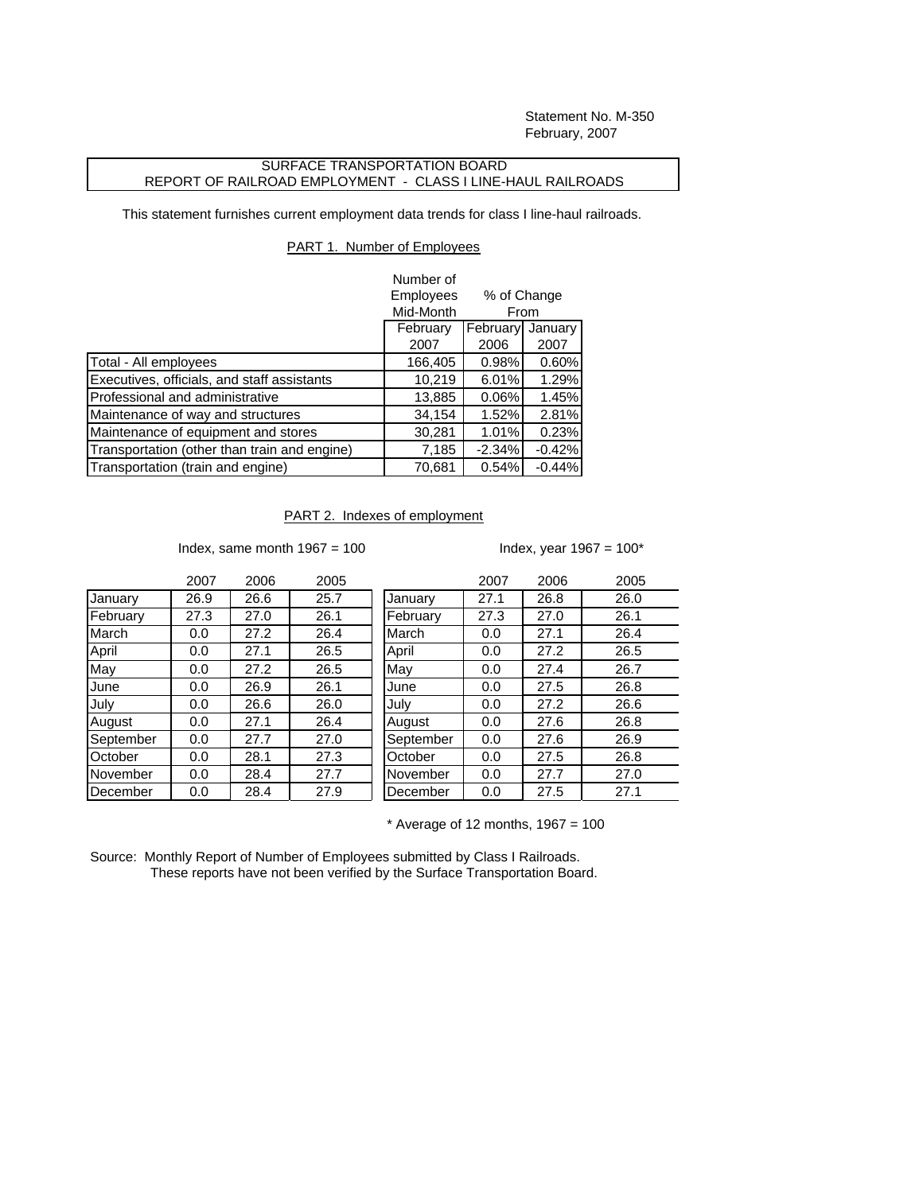Statement No. M-350
February, 2007

## SURFACE TRANSPORTATION BOARD
## REPORT OF RAILROAD EMPLOYMENT - CLASS I LINE-HAUL RAILROADS

This statement furnishes current employment data trends for class I line-haul railroads.

### PART 1. Number of Employees

| | Number of Employees Mid-Month | % of Change From | |
|---|---|---|---|
| | February 2007 | February 2006 | January 2007 |
| Total - All employees | 166,405 | 0.98% | 0.60% |
| Executives, officials, and staff assistants | 10,219 | 6.01% | 1.29% |
| Professional and administrative | 13,885 | 0.06% | 1.45% |
| Maintenance of way and structures | 34,154 | 1.52% | 2.81% |
| Maintenance of equipment and stores | 30,281 | 1.01% | 0.23% |
| Transportation (other than train and engine) | 7,185 | -2.34% | -0.42% |
| Transportation (train and engine) | 70,681 | 0.54% | -0.44% |

### PART 2. Indexes of employment

Index, same month 1967 = 100

| | 2007 | 2006 | 2005 |
|---|---|---|---|
| January | 26.9 | 26.6 | 25.7 |
| February | 27.3 | 27.0 | 26.1 |
| March | 0.0 | 27.2 | 26.4 |
| April | 0.0 | 27.1 | 26.5 |
| May | 0.0 | 27.2 | 26.5 |
| June | 0.0 | 26.9 | 26.1 |
| July | 0.0 | 26.6 | 26.0 |
| August | 0.0 | 27.1 | 26.4 |
| September | 0.0 | 27.7 | 27.0 |
| October | 0.0 | 28.1 | 27.3 |
| November | 0.0 | 28.4 | 27.7 |
| December | 0.0 | 28.4 | 27.9 |

Index, year 1967 = 100*

| | 2007 | 2006 | 2005 |
|---|---|---|---|
| January | 27.1 | 26.8 | 26.0 |
| February | 27.3 | 27.0 | 26.1 |
| March | 0.0 | 27.1 | 26.4 |
| April | 0.0 | 27.2 | 26.5 |
| May | 0.0 | 27.4 | 26.7 |
| June | 0.0 | 27.5 | 26.8 |
| July | 0.0 | 27.2 | 26.6 |
| August | 0.0 | 27.6 | 26.8 |
| September | 0.0 | 27.6 | 26.9 |
| October | 0.0 | 27.5 | 26.8 |
| November | 0.0 | 27.7 | 27.0 |
| December | 0.0 | 27.5 | 27.1 |

\* Average of 12 months, 1967 = 100

Source: Monthly Report of Number of Employees submitted by Class I Railroads.
These reports have not been verified by the Surface Transportation Board.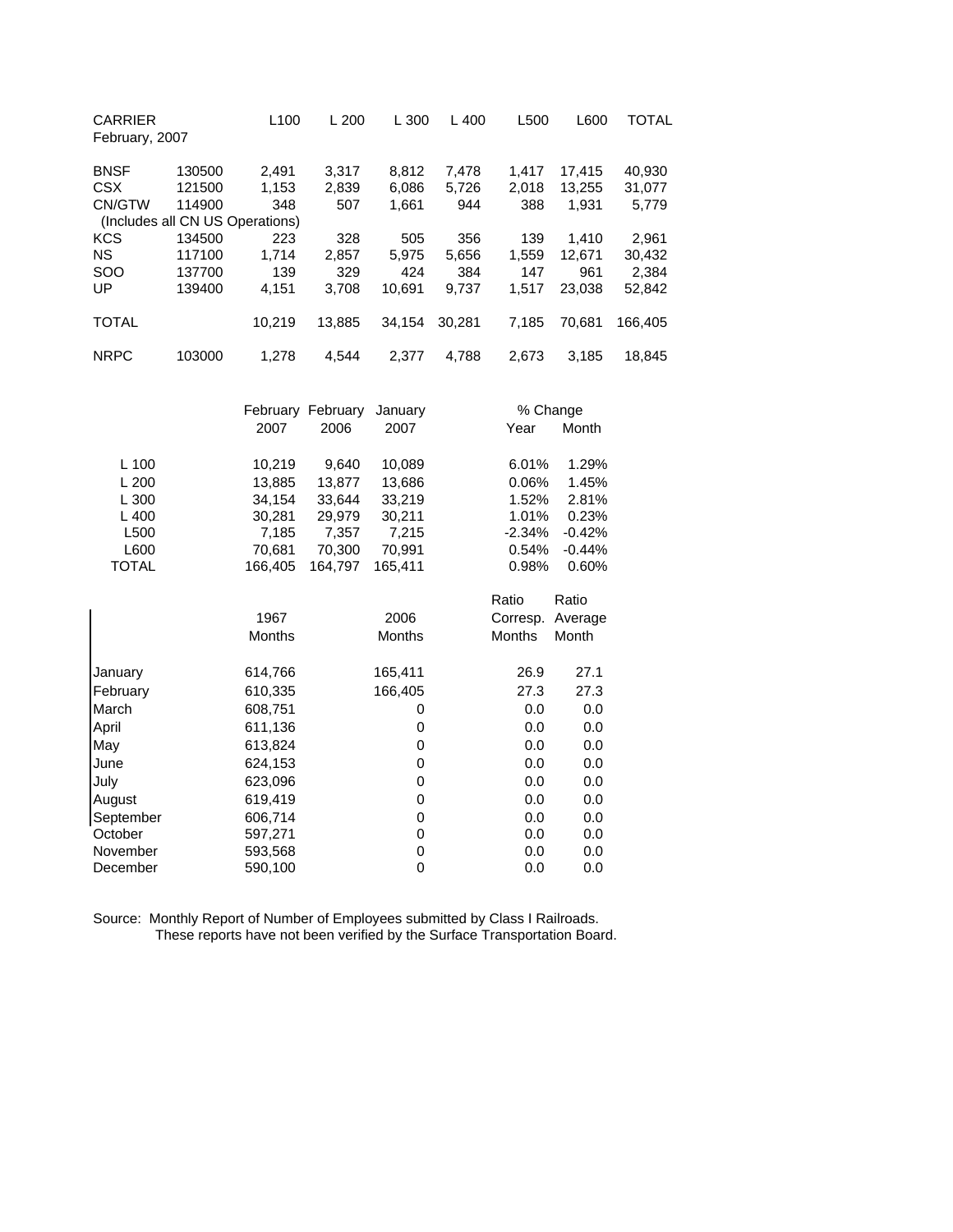| CARRIER | | L100 | L 200 | L 300 | L 400 | L500 | L600 | TOTAL |
|---|---|---|---|---|---|---|---|---|
| February, 2007 | | | | | | | | |
| BNSF | 130500 | 2,491 | 3,317 | 8,812 | 7,478 | 1,417 | 17,415 | 40,930 |
| CSX | 121500 | 1,153 | 2,839 | 6,086 | 5,726 | 2,018 | 13,255 | 31,077 |
| CN/GTW | 114900 | 348 | 507 | 1,661 | 944 | 388 | 1,931 | 5,779 |
| (Includes all CN US Operations) | | | | | | | | |
| KCS | 134500 | 223 | 328 | 505 | 356 | 139 | 1,410 | 2,961 |
| NS | 117100 | 1,714 | 2,857 | 5,975 | 5,656 | 1,559 | 12,671 | 30,432 |
| SOO | 137700 | 139 | 329 | 424 | 384 | 147 | 961 | 2,384 |
| UP | 139400 | 4,151 | 3,708 | 10,691 | 9,737 | 1,517 | 23,038 | 52,842 |
| TOTAL | | 10,219 | 13,885 | 34,154 | 30,281 | 7,185 | 70,681 | 166,405 |
| NRPC | 103000 | 1,278 | 4,544 | 2,377 | 4,788 | 2,673 | 3,185 | 18,845 |

| | February 2007 | February 2006 | January 2007 | % Change Year | % Change Month |
|---|---|---|---|---|---|
| L 100 | 10,219 | 9,640 | 10,089 | 6.01% | 1.29% |
| L 200 | 13,885 | 13,877 | 13,686 | 0.06% | 1.45% |
| L 300 | 34,154 | 33,644 | 33,219 | 1.52% | 2.81% |
| L 400 | 30,281 | 29,979 | 30,211 | 1.01% | 0.23% |
| L500 | 7,185 | 7,357 | 7,215 | -2.34% | -0.42% |
| L600 | 70,681 | 70,300 | 70,991 | 0.54% | -0.44% |
| TOTAL | 166,405 | 164,797 | 165,411 | 0.98% | 0.60% |

| | 1967 Months | 2006 Months | Ratio Corresp. Months | Ratio Average Month |
|---|---|---|---|---|
| January | 614,766 | 165,411 | 26.9 | 27.1 |
| February | 610,335 | 166,405 | 27.3 | 27.3 |
| March | 608,751 | 0 | 0.0 | 0.0 |
| April | 611,136 | 0 | 0.0 | 0.0 |
| May | 613,824 | 0 | 0.0 | 0.0 |
| June | 624,153 | 0 | 0.0 | 0.0 |
| July | 623,096 | 0 | 0.0 | 0.0 |
| August | 619,419 | 0 | 0.0 | 0.0 |
| September | 606,714 | 0 | 0.0 | 0.0 |
| October | 597,271 | 0 | 0.0 | 0.0 |
| November | 593,568 | 0 | 0.0 | 0.0 |
| December | 590,100 | 0 | 0.0 | 0.0 |

Source: Monthly Report of Number of Employees submitted by Class I Railroads.
These reports have not been verified by the Surface Transportation Board.